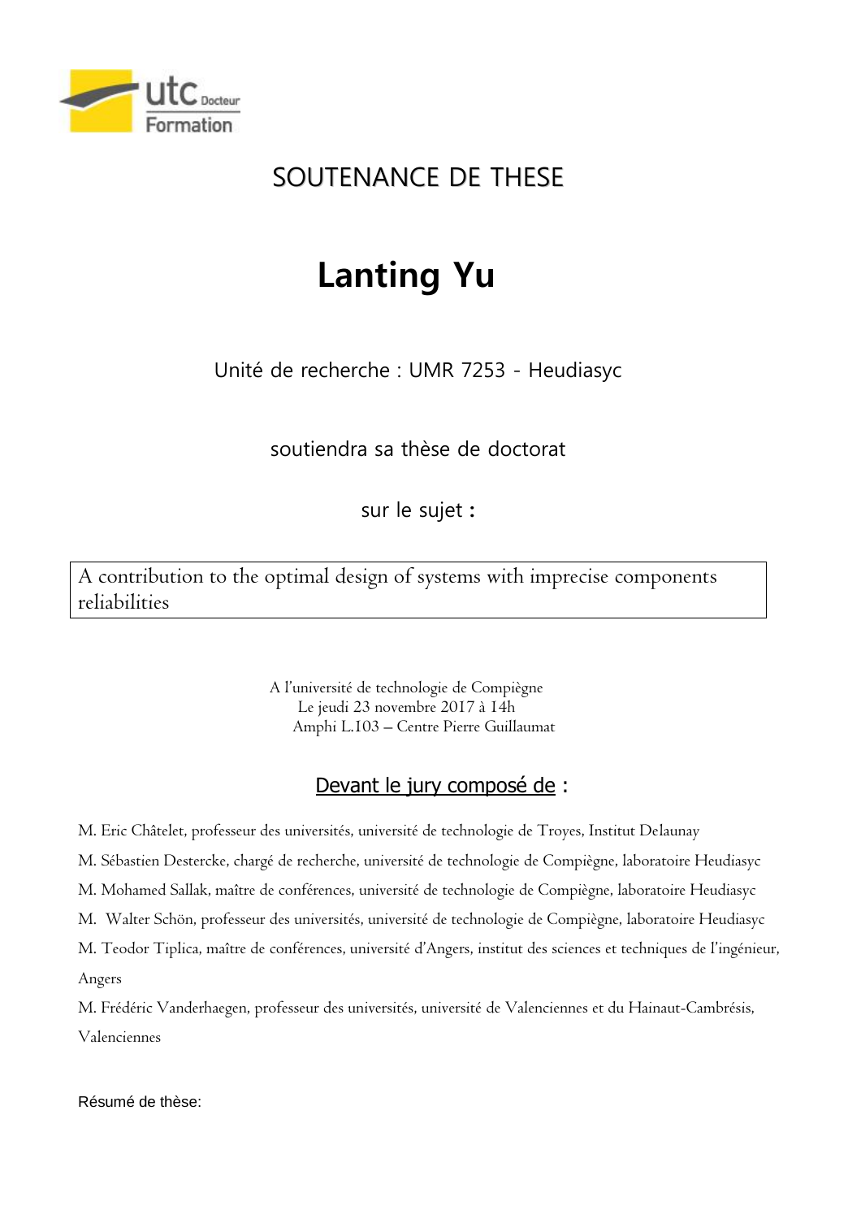# SOUTENANCE DE THESE

## Lanting Yu

Unité de recherche : UMR 7253 - Heudiasyc

soutiendra sa thèse de doctorat

sur le sujet **:**

A contribution to the optimal design of systems with imprecise components reliabilities

A l'université de technologie de Compiègne
Le jeudi 23 novembre 2017 à 14h
Amphi L.103 – Centre Pierre Guillaumat

**Devant le jury composé de :**

M. Eric Châtelet, professeur des universités, université de technologie de Troyes, Institut Delaunay

M. Sébastien Destercke, chargé de recherche, université de technologie de Compiègne, laboratoire Heudiasyc

M. Mohamed Sallak, maître de conférences, université de technologie de Compiègne, laboratoire Heudiasyc

M. Walter Schön, professeur des universités, université de technologie de Compiègne, laboratoire Heudiasyc

M. Teodor Tiplica, maître de conférences, université d'Angers, institut des sciences et techniques de l'ingénieur, Angers

M. Frédéric Vanderhaegen, professeur des universités, université de Valenciennes et du Hainaut-Cambrésis, Valenciennes

Résumé de thèse: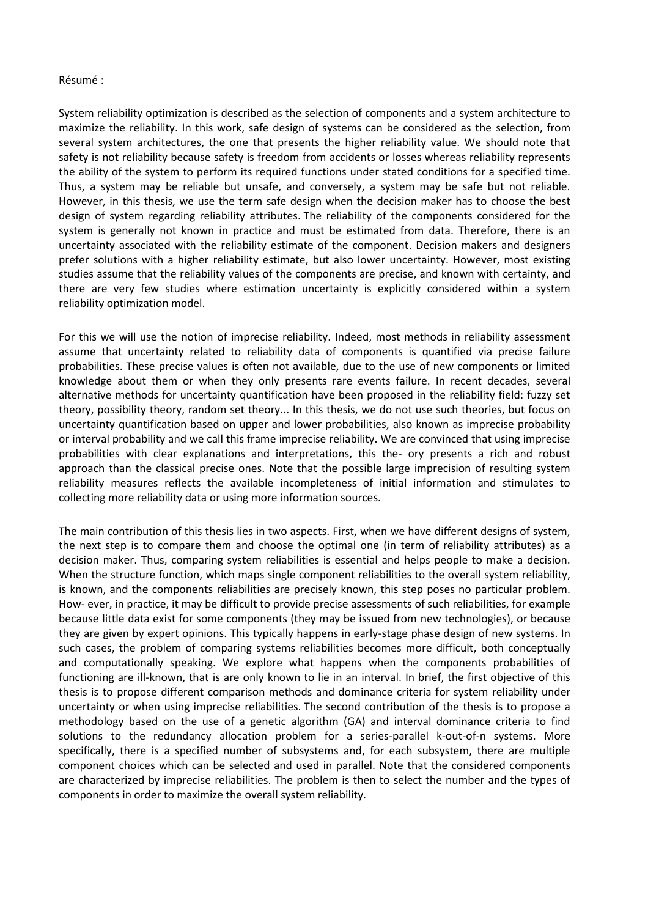Résumé :

System reliability optimization is described as the selection of components and a system architecture to maximize the reliability. In this work, safe design of systems can be considered as the selection, from several system architectures, the one that presents the higher reliability value. We should note that safety is not reliability because safety is freedom from accidents or losses whereas reliability represents the ability of the system to perform its required functions under stated conditions for a specified time. Thus, a system may be reliable but unsafe, and conversely, a system may be safe but not reliable. However, in this thesis, we use the term safe design when the decision maker has to choose the best design of system regarding reliability attributes. The reliability of the components considered for the system is generally not known in practice and must be estimated from data. Therefore, there is an uncertainty associated with the reliability estimate of the component. Decision makers and designers prefer solutions with a higher reliability estimate, but also lower uncertainty. However, most existing studies assume that the reliability values of the components are precise, and known with certainty, and there are very few studies where estimation uncertainty is explicitly considered within a system reliability optimization model.

For this we will use the notion of imprecise reliability. Indeed, most methods in reliability assessment assume that uncertainty related to reliability data of components is quantified via precise failure probabilities. These precise values is often not available, due to the use of new components or limited knowledge about them or when they only presents rare events failure. In recent decades, several alternative methods for uncertainty quantification have been proposed in the reliability field: fuzzy set theory, possibility theory, random set theory... In this thesis, we do not use such theories, but focus on uncertainty quantification based on upper and lower probabilities, also known as imprecise probability or interval probability and we call this frame imprecise reliability. We are convinced that using imprecise probabilities with clear explanations and interpretations, this the- ory presents a rich and robust approach than the classical precise ones. Note that the possible large imprecision of resulting system reliability measures reflects the available incompleteness of initial information and stimulates to collecting more reliability data or using more information sources.

The main contribution of this thesis lies in two aspects. First, when we have different designs of system, the next step is to compare them and choose the optimal one (in term of reliability attributes) as a decision maker. Thus, comparing system reliabilities is essential and helps people to make a decision. When the structure function, which maps single component reliabilities to the overall system reliability, is known, and the components reliabilities are precisely known, this step poses no particular problem. How- ever, in practice, it may be difficult to provide precise assessments of such reliabilities, for example because little data exist for some components (they may be issued from new technologies), or because they are given by expert opinions. This typically happens in early-stage phase design of new systems. In such cases, the problem of comparing systems reliabilities becomes more difficult, both conceptually and computationally speaking. We explore what happens when the components probabilities of functioning are ill-known, that is are only known to lie in an interval. In brief, the first objective of this thesis is to propose different comparison methods and dominance criteria for system reliability under uncertainty or when using imprecise reliabilities. The second contribution of the thesis is to propose a methodology based on the use of a genetic algorithm (GA) and interval dominance criteria to find solutions to the redundancy allocation problem for a series-parallel k-out-of-n systems. More specifically, there is a specified number of subsystems and, for each subsystem, there are multiple component choices which can be selected and used in parallel. Note that the considered components are characterized by imprecise reliabilities. The problem is then to select the number and the types of components in order to maximize the overall system reliability.